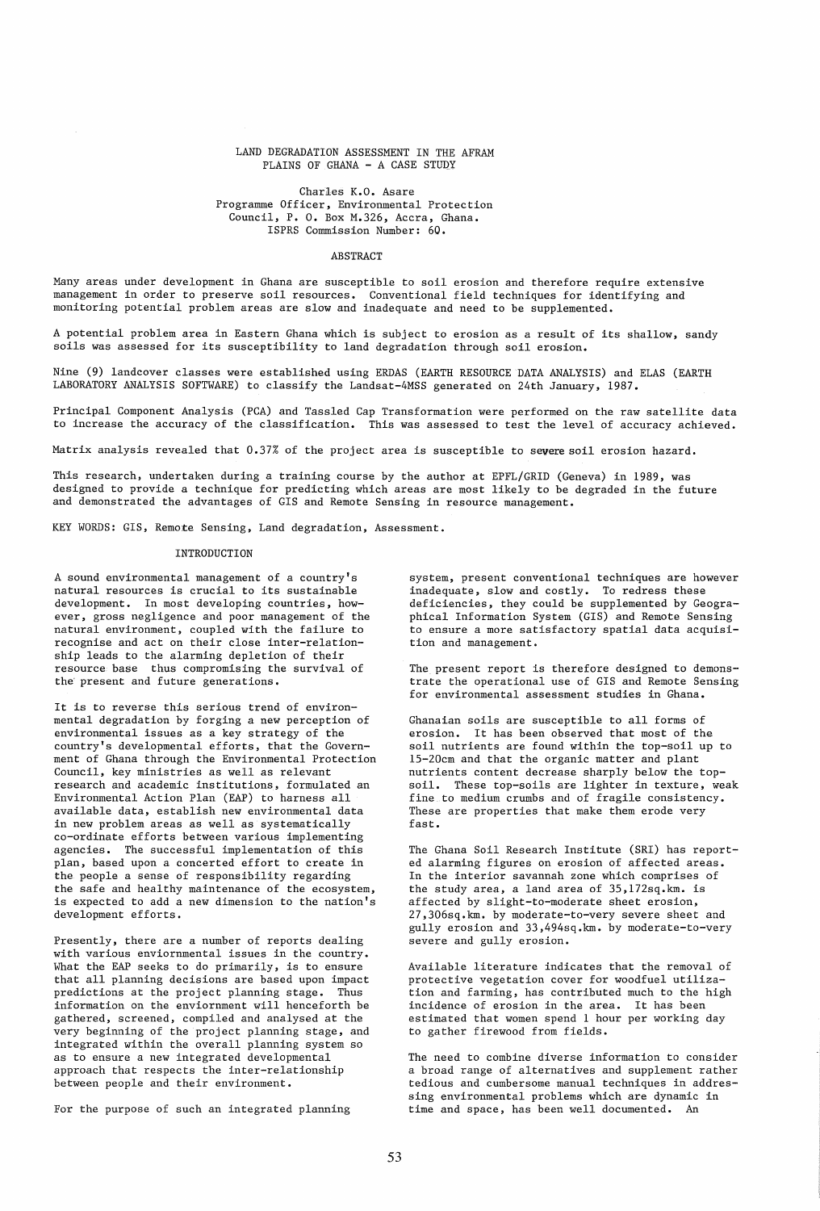# LAND DEGRADATION ASSESSMENT IN THE AFRAM PLAINS OF GHANA - A CASE STUDY

Charles K.O. Asare
Programme Officer, Environmental Protection Council, P. O. Box M.326, Accra, Ghana.
ISPRS Commission Number: 6Q.

## ABSTRACT

Many areas under development in Ghana are susceptible to soil erosion and therefore require extensive management in order to preserve soil resources. Conventional field techniques for identifying and monitoring potential problem areas are slow and inadequate and need to be supplemented.

A potential problem area in Eastern Ghana which is subject to erosion as a result of its shallow, sandy soils was assessed for its susceptibility to land degradation through soil erosion.

Nine (9) landcover classes were established using ERDAS (EARTH RESOURCE DATA ANALYSIS) and ELAS (EARTH LABORATORY ANALYSIS SOFTWARE) to classify the Landsat-4MSS generated on 24th January, 1987.

Principal Component Analysis (PCA) and Tassled Cap Transformation were performed on the raw satellite data to increase the accuracy of the classification. This was assessed to test the level of accuracy achieved.

Matrix analysis revealed that 0.37% of the project area is susceptible to severe soil erosion hazard.

This research, undertaken during a training course by the author at EPFL/GRID (Geneva) in 1989, was designed to provide a technique for predicting which areas are most likely to be degraded in the future and demonstrated the advantages of GIS and Remote Sensing in resource management.

KEY WORDS: GIS, Remote Sensing, Land degradation, Assessment.

## INTRODUCTION

A sound environmental management of a country's natural resources is crucial to its sustainable development. In most developing countries, however, gross negligence and poor management of the natural environment, coupled with the failure to recognise and act on their close inter-relationship leads to the alarming depletion of their resource base thus compromising the survival of the present and future generations.

It is to reverse this serious trend of environmental degradation by forging a new perception of environmental issues as a key strategy of the country's developmental efforts, that the Government of Ghana through the Environmental Protection Council, key ministries as well as relevant research and academic institutions, formulated an Environmental Action Plan (EAP) to harness all available data, establish new environmental data in new problem areas as well as systematically co-ordinate efforts between various implementing agencies. The successful implementation of this plan, based upon a concerted effort to create in the people a sense of responsibility regarding the safe and healthy maintenance of the ecosystem, is expected to add a new dimension to the nation's development efforts.

Presently, there are a number of reports dealing with various enviornmental issues in the country. What the EAP seeks to do primarily, is to ensure that all planning decisions are based upon impact predictions at the project planning stage. Thus information on the enviornment will henceforth be gathered, screened, compiled and analysed at the very beginning of the project planning stage, and integrated within the overall planning system so as to ensure a new integrated developmental approach that respects the inter-relationship between people and their environment.

For the purpose of such an integrated planning system, present conventional techniques are however inadequate, slow and costly. To redress these deficiencies, they could be supplemented by Geographical Information System (GIS) and Remote Sensing to ensure a more satisfactory spatial data acquisition and management.

The present report is therefore designed to demonstrate the operational use of GIS and Remote Sensing for environmental assessment studies in Ghana.

Ghanaian soils are susceptible to all forms of erosion. It has been observed that most of the soil nutrients are found within the top-soil up to 15-20cm and that the organic matter and plant nutrients content decrease sharply below the top-soil. These top-soils are lighter in texture, weak fine to medium crumbs and of fragile consistency. These are properties that make them erode very fast.

The Ghana Soil Research Institute (SRI) has reported alarming figures on erosion of affected areas. In the interior savannah zone which comprises of the study area, a land area of 35,172sq.km. is affected by slight-to-moderate sheet erosion, 27,306sq.km. by moderate-to-very severe sheet and gully erosion and 33,494sq.km. by moderate-to-very severe and gully erosion.

Available literature indicates that the removal of protective vegetation cover for woodfuel utilization and farming, has contributed much to the high incidence of erosion in the area. It has been estimated that women spend 1 hour per working day to gather firewood from fields.

The need to combine diverse information to consider a broad range of alternatives and supplement rather tedious and cumbersome manual techniques in addressing environmental problems which are dynamic in time and space, has been well documented. An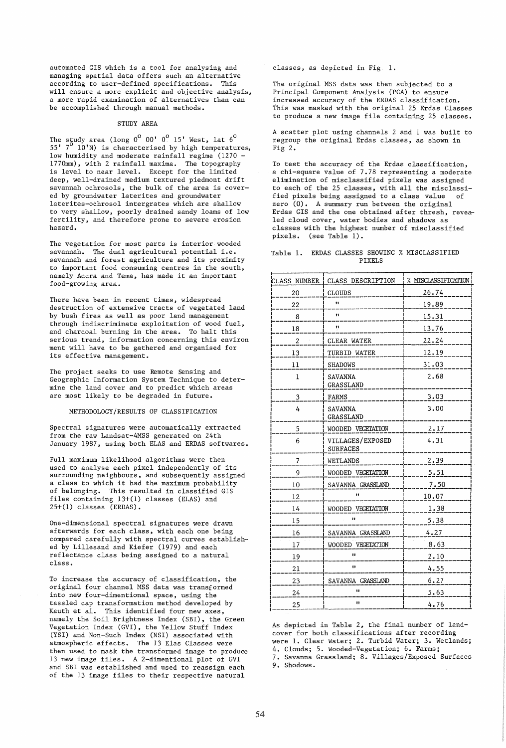automated GIS which is a tool for analysing and managing spatial data offers such an alternative according to user-defined specifications. This will ensure a more explicit and objective analysis, a more rapid examination of alternatives than can be accomplished through manual methods.

## STUDY AREA

The study area (long $0^{0}$ 00' $0^{0}$ 15' West, lat $6^{0}$ 55' $7^{0}$ 10'N) is characterised by high temperatures, low humidity and moderate rainfall regime (1270 - 1770mm), with 2 rainfall maxima. The topography is level to near level. Except for the limited deep, well-drained medium textured piedmont drift savannah ochrosols, the bulk of the area is covered by groundwater laterites and groundwater laterites-ochrosol intergrates which are shallow to very shallow, poorly drained sandy loams of low fertility, and therefore prone to severe erosion hazard.

The vegetation for most parts is interior wooded savannah. The dual agricultural potential i.e. savannah and forest agriculture and its proximity to important food consuming centres in the south, namely Accra and Tema, has made it an important food-growing area.

There have been in recent times, widespread destruction of extensive tracts of vegetated land by bush fires as well as poor land management through indiscriminate exploitation of wood fuel, and charcoal burning in the area. To halt this serious trend, information concerning this environ ment will have to be gathered and organised for its effective management.

The project seeks to use Remote Sensing and Geographic Information System Technique to determine the land cover and to predict which areas are most likely to be degraded in future.

## METHODOLOGY/RESULTS OF CLASSIFICATION

Spectral signatures were automatically extracted from the raw Landsat-4MSS generated on 24th January 1987, using both ELAS and ERDAS softwares.

Full maximum likelihood algorithms were then used to analyse each pixel independently of its surrounding neighbours, and subsequently assigned a class to which it had the maximum probability of belonging. This resulted in classified GIS files containing 13+(1) classes (ELAS) and 25+(1) classes (ERDAS).

One-dimensional spectral signatures were drawn afterwards for each class, with each one being compared carefully with spectral curves established by Lillesand and Kiefer (1979) and each reflectance class being assigned to a natural class.

To increase the accuracy of classification, the original four channel MSS data was transformed into new four-dimentional space, using the tasseled cap transformation method developed by Kauth et al. This identified four new axes, namely the Soil Brightness Index (SBI), the Green Vegetation Index (GVI), the Yellow Stuff Index (YSI) and Non-Such Index (NSI) associated with atmospheric effects. The 13 Elas Classes were then used to mask the transformed image to produce 13 new image files. A 2-dimentional plot of GVI and SBI was established and used to reassign each of the 13 image files to their respective natural classes, as depicted in Fig 1.

The original MSS data was then subjected to a Principal Component Analysis (PCA) to ensure increased accuracy of the ERDAS classification. This was masked with the original 25 Erdas Classes to produce a new image file containing 25 classes.

A scatter plot using channels 2 and 1 was built to regroup the original Erdas classes, as shown in Fig 2.

To test the accuracy of the Erdas classification, a chi-square value of 7.78 representing a moderate elimination of misclassified pixels was assigned to each of the 25 classes, with all the misclassified pixels being assigned to a class value of zero (0). A summary run between the original Erdas GIS and the one obtained after thresh, revealed cloud cover, water bodies and shadows as classes with the highest number of misclassified pixels. (see Table 1).

Table 1. ERDAS CLASSES SHOWING % MISCLASSIFIED PIXELS

| CLASS NUMBER | CLASS DESCRIPTION | % MISCLASSIFICATION |
|---|---|---|
| 20 | CLOUDS | 26.74 |
| 22 | " | 19.89 |
| 8 | " | 15.31 |
| 18 | " | 13.76 |
| 2 | CLEAR WATER | 22.24 |
| 13 | TURBID WATER | 12.19 |
| 11 | SHADOWS | 31.03 |
| 1 | SAVANNA GRASSLAND | 2.68 |
| 3 | FARMS | 3.03 |
| 4 | SAVANNA GRASSLAND | 3.00 |
| 5 | WOODED VEGETATION | 2.17 |
| 6 | VILLAGES/EXPOSED SURFACES | 4.31 |
| 7 | WETLANDS | 2.39 |
| 9 | WOODED VEGETATION | 5.51 |
| 10 | SAVANNA GRASSLAND | 7.50 |
| 12 | " | 10.07 |
| 14 | WOODED VEGETATION | 1.38 |
| 15 | " | 5.38 |
| 16 | SAVANNA GRASSLAND | 4.27 |
| 17 | WOODED VEGETATION | 8.63 |
| 19 | " | 2.10 |
| 21 | " | 4.55 |
| 23 | SAVANNA GRASSLAND | 6.27 |
| 24 | " | 5.63 |
| 25 | " | 4.76 |

As depicted in Table 2, the final number of land-cover for both classifications after recording were 1. Clear Water; 2. Turbid Water; 3. Wetlands; 4. Clouds; 5. Wooded-Vegetation; 6. Farms; 7. Savanna Grassland; 8. Villages/Exposed Surfaces 9. Shodows.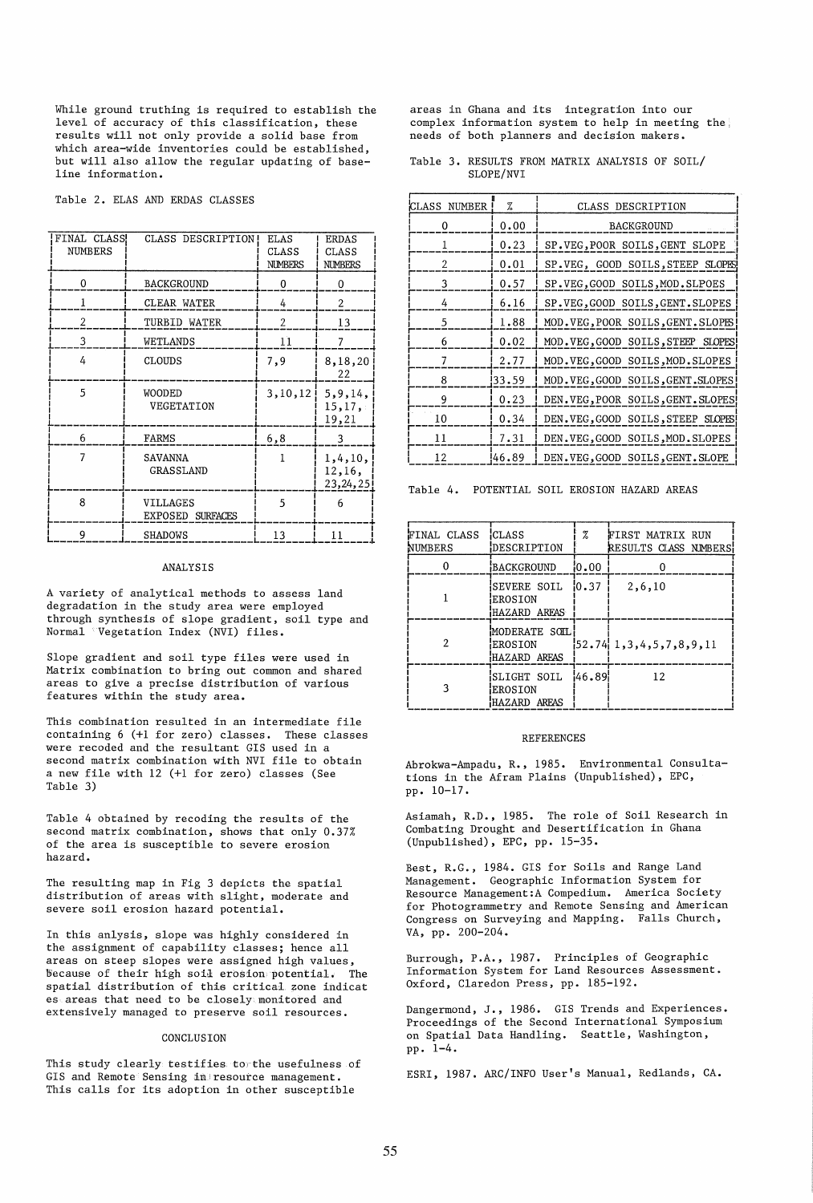While ground truthing is required to establish the level of accuracy of this classification, these results will not only provide a solid base from which area-wide inventories could be established, but will also allow the regular updating of base-line information.

Table 2. ELAS AND ERDAS CLASSES

| FINAL CLASS NUMBERS | CLASS DESCRIPTION | ELAS CLASS NUMBERS | ERDAS CLASS NUMBERS |
|---|---|---|---|
| 0 | BACKGROUND | 0 | 0 |
| 1 | CLEAR WATER | 4 | 2 |
| 2 | TURBID WATER | 2 | 13 |
| 3 | WETLANDS | 11 | 7 |
| 4 | CLOUDS | 7,9 | 8,18,20 22 |
| 5 | WOODED VEGETATION | 3,10,12 | 5,9,14, 15,17, 19,21 |
| 6 | FARMS | 6,8 | 3 |
| 7 | SAVANNA GRASSLAND | 1 | 1,4,10, 12,16, 23,24,25 |
| 8 | VILLAGES EXPOSED SURFACES | 5 | 6 |
| 9 | SHADOWS | 13 | 11 |

## ANALYSIS

A variety of analytical methods to assess land degradation in the study area were employed through synthesis of slope gradient, soil type and Normal Vegetation Index (NVI) files.

Slope gradient and soil type files were used in Matrix combination to bring out common and shared areas to give a precise distribution of various features within the study area.

This combination resulted in an intermediate file containing 6 (+1 for zero) classes. These classes were recoded and the resultant GIS used in a second matrix combination with NVI file to obtain a new file with 12 (+1 for zero) classes (See Table 3)

Table 4 obtained by recoding the results of the second matrix combination, shows that only 0.37% of the area is susceptible to severe erosion hazard.

The resulting map in Fig 3 depicts the spatial distribution of areas with slight, moderate and severe soil erosion hazard potential.

In this anlysis, slope was highly considered in the assignment of capability classes; hence all areas on steep slopes were assigned high values, because of their high soil erosion potential. The spatial distribution of this critical zone indicat es areas that need to be closely monitored and extensively managed to preserve soil resources.

## CONCLUSION

This study clearly testifies to the usefulness of GIS and Remote Sensing in resource management. This calls for its adoption in other susceptible areas in Ghana and its integration into our complex information system to help in meeting the needs of both planners and decision makers.

Table 3. RESULTS FROM MATRIX ANALYSIS OF SOIL/ SLOPE/NVI

| CLASS NUMBER | % | CLASS DESCRIPTION |
|---|---|---|
| 0 | 0.00 | BACKGROUND |
| 1 | 0.23 | SP.VEG,POOR SOILS,GENT SLOPE |
| 2 | 0.01 | SP.VEG, GOOD SOILS,STEEP SLOPES |
| 3 | 0.57 | SP.VEG,GOOD SOILS,MOD.SLPOES |
| 4 | 6.16 | SP.VEG,GOOD SOILS,GENT.SLOPES |
| 5 | 1.88 | MOD.VEG,POOR SOILS,GENT.SLOPES |
| 6 | 0.02 | MOD.VEG,GOOD SOILS,STEEP SLOPES |
| 7 | 2.77 | MOD.VEG,GOOD SOILS,MOD.SLOPES |
| 8 | 33.59 | MOD.VEG,GOOD SOILS,GENT.SLOPES |
| 9 | 0.23 | DEN.VEG,POOR SOILS,GENT.SLOPES |
| 10 | 0.34 | DEN.VEG,GOOD SOILS,STEEP SLOPES |
| 11 | 7.31 | DEN.VEG,GOOD SOILS,MOD.SLOPES |
| 12 | 46.89 | DEN.VEG,GOOD SOILS,GENT.SLOPE |

Table 4. POTENTIAL SOIL EROSION HAZARD AREAS

| FINAL CLASS NUMBERS | CLASS DESCRIPTION | % | FIRST MATRIX RUN RESULTS CLASS NUMBERS |
|---|---|---|---|
| 0 | BACKGROUND | 0.00 | 0 |
| 1 | SEVERE SOIL EROSION HAZARD AREAS | 0.37 | 2,6,10 |
| 2 | MODERATE SOIL EROSION HAZARD AREAS | 52.74 | 1,3,4,5,7,8,9,11 |
| 3 | SLIGHT SOIL EROSION HAZARD AREAS | 46.89 | 12 |

## REFERENCES

Abrokwa-Ampadu, R., 1985. Environmental Consultations in the Afram Plains (Unpublished), EPC, pp. 10-17.

Asiamah, R.D., 1985. The role of Soil Research in Combating Drought and Desertification in Ghana (Unpublished), EPC, pp. 15-35.

Best, R.G., 1984. GIS for Soils and Range Land Management. Geographic Information System for Resource Management:A Compedium. America Society for Photogrammetry and Remote Sensing and American Congress on Surveying and Mapping. Falls Church, VA, pp. 200-204.

Burrough, P.A., 1987. Principles of Geographic Information System for Land Resources Assessment. Oxford, Claredon Press, pp. 185-192.

Dangermond, J., 1986. GIS Trends and Experiences. Proceedings of the Second International Symposium on Spatial Data Handling. Seattle, Washington, pp. 1-4.

ESRI, 1987. ARC/INFO User's Manual, Redlands, CA.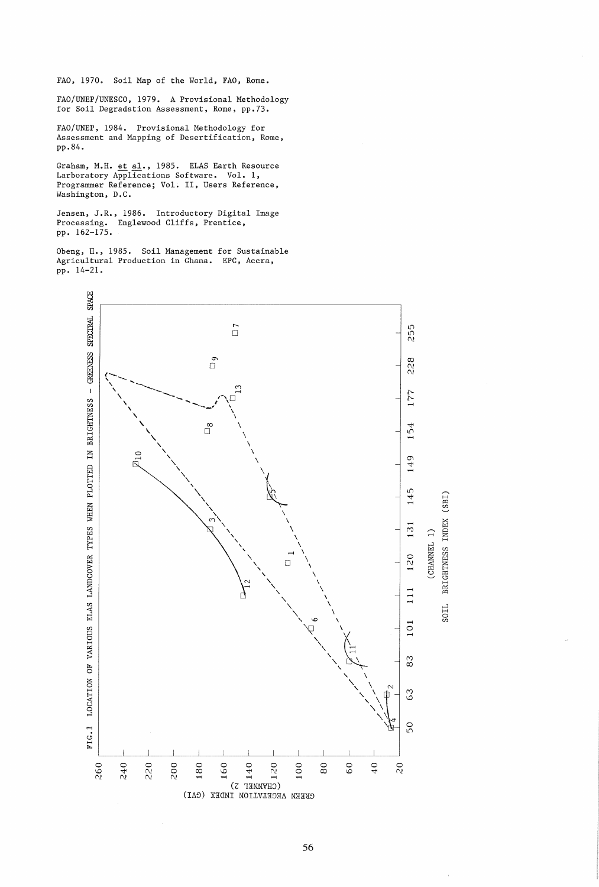FAO, 1970. Soil Map of the World, FAO, Rome.

FAO/UNEP/UNESCO, 1979. A Provisional Methodology for Soil Degradation Assessment, Rome, pp.73.

FAO/UNEP, 1984. Provisional Methodology for Assessment and Mapping of Desertification, Rome, pp.84.

Graham, M.H. et al., 1985. ELAS Earth Resource Larboratory Applications Software. Vol. 1, Programmer Reference; Vol. II, Users Reference, Washington, D.C.

Jensen, J.R., 1986. Introductory Digital Image Processing. Englewood Cliffs, Prentice, pp. 162-175.

Obeng, H., 1985. Soil Management for Sustainable Agricultural Production in Ghana. EPC, Accra, pp. 14-21.

FIG.1 LOCATION OF VARIOUS ELAS LANDCOVER TYPES WHEN PLOTTED IN BRIGHTNESS - GREENESS SPECTRAL SPACE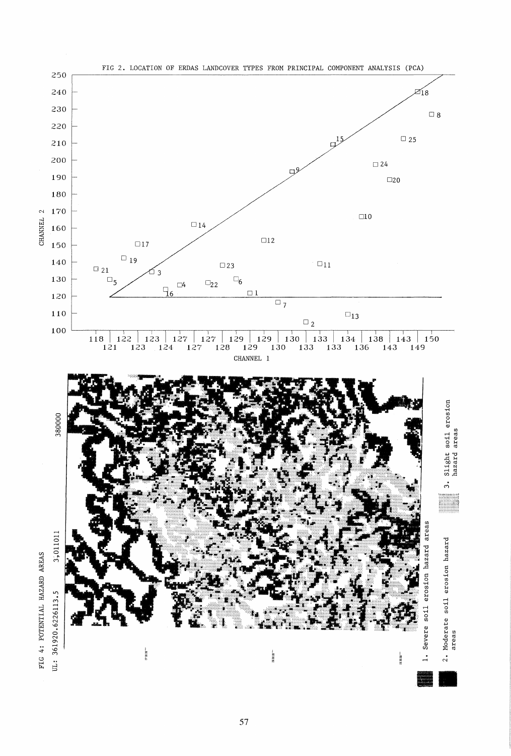FIG 2. LOCATION OF ERDAS LANDCOVER TYPES FROM PRINCIPAL COMPONENT ANALYSIS (PCA)

CHANNEL 2

250
240
230
220
210
200
190
180
170
160
150
140
130
120
110
100

18
8
15
25
9
24
20
14
10
12
17
19
23
11
21
3
5
4
22
6
16
1
7
13
2

118 | 122 | 123 | 127 | 127 | 129 | 129 | 130 | 133 | 134 | 138 | 143 | 150

121 123 124 127 128 129 130 133 133 136 143 149

CHANNEL 1

FIG 4: POTENTIAL HAZARD AREAS

UL: 361920.6226113.5 3,011011

380000

1. Severe soil erosion hazard areas

2. Moderate soil erosion hazard areas

3. Slight soil erosion hazard areas